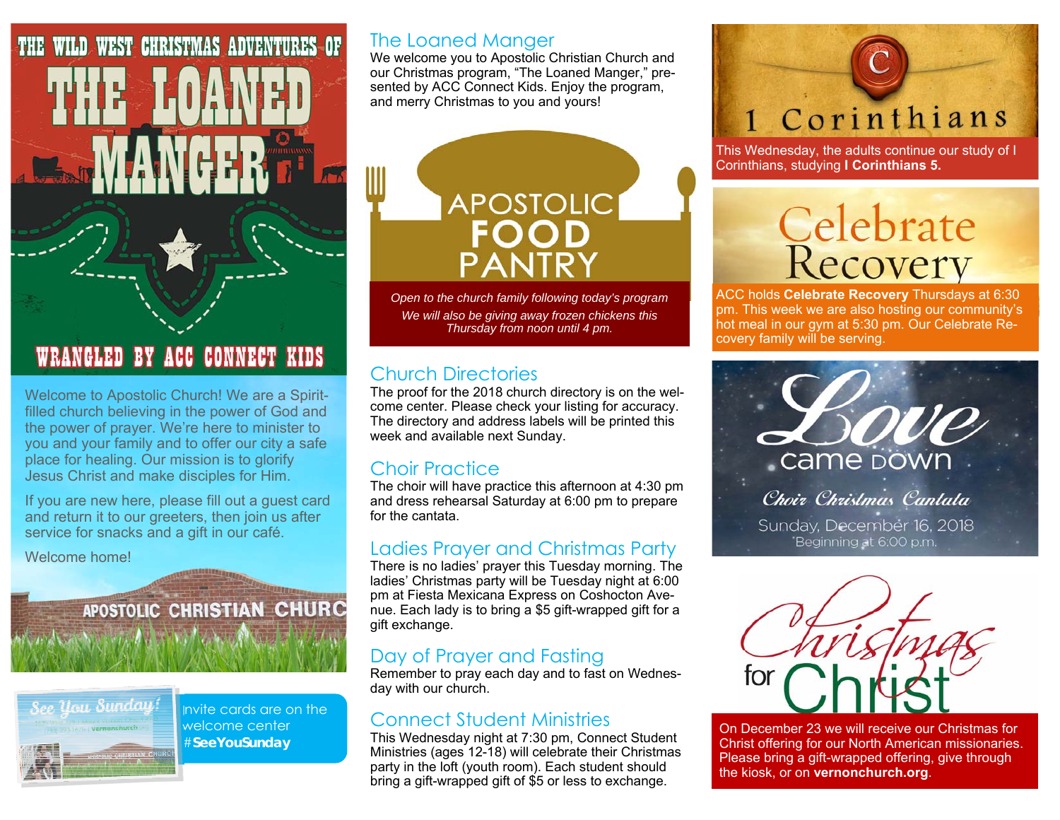# THE WILD WEST CHRISTMAS ADVENTURES OF THE LOANED MANGER

WRANGLED BY ACC CONNECT KIDS

Welcome to Apostolic Church! We are a Spirit-filled church believing in the power of God and the power of prayer. We're here to minister to you and your family and to offer our city a safe place for healing. Our mission is to glorify Jesus Christ and make disciples for Him.

If you are new here, please fill out a guest card and return it to our greeters, then join us after service for snacks and a gift in our café.

Welcome home!

APOSTOLIC CHRISTIAN CHURC

Invite cards are on the welcome center #**SeeYouSunday**

## The Loaned Manger

We welcome you to Apostolic Christian Church and our Christmas program, "The Loaned Manger," presented by ACC Connect Kids. Enjoy the program, and merry Christmas to you and yours!

## APOSTOLIC FOOD PANTRY

*Open to the church family following today's program*

*We will also be giving away frozen chickens this Thursday from noon until 4 pm.*

## Church Directories

The proof for the 2018 church directory is on the welcome center. Please check your listing for accuracy. The directory and address labels will be printed this week and available next Sunday.

## Choir Practice

The choir will have practice this afternoon at 4:30 pm and dress rehearsal Saturday at 6:00 pm to prepare for the cantata.

## Ladies Prayer and Christmas Party

There is no ladies' prayer this Tuesday morning. The ladies' Christmas party will be Tuesday night at 6:00 pm at Fiesta Mexicana Express on Coshocton Avenue. Each lady is to bring a $5 gift-wrapped gift for a gift exchange.

## Day of Prayer and Fasting

Remember to pray each day and to fast on Wednesday with our church.

## Connect Student Ministries

This Wednesday night at 7:30 pm, Connect Student Ministries (ages 12-18) will celebrate their Christmas party in the loft (youth room). Each student should bring a gift-wrapped gift of $5 or less to exchange.

## 1 Corinthians

This Wednesday, the adults continue our study of I Corinthians, studying **I Corinthians 5.**

## Celebrate Recovery

ACC holds **Celebrate Recovery** Thursdays at 6:30 pm. This week we are also hosting our community's hot meal in our gym at 5:30 pm. Our Celebrate Recovery family will be serving.

## Love came down

Choir Christmas Cantata

Sunday, December 16, 2018

Beginning at 6:00 p.m.

## Christmas for Christ

On December 23 we will receive our Christmas for Christ offering for our North American missionaries. Please bring a gift-wrapped offering, give through the kiosk, or on **vernonchurch.org**.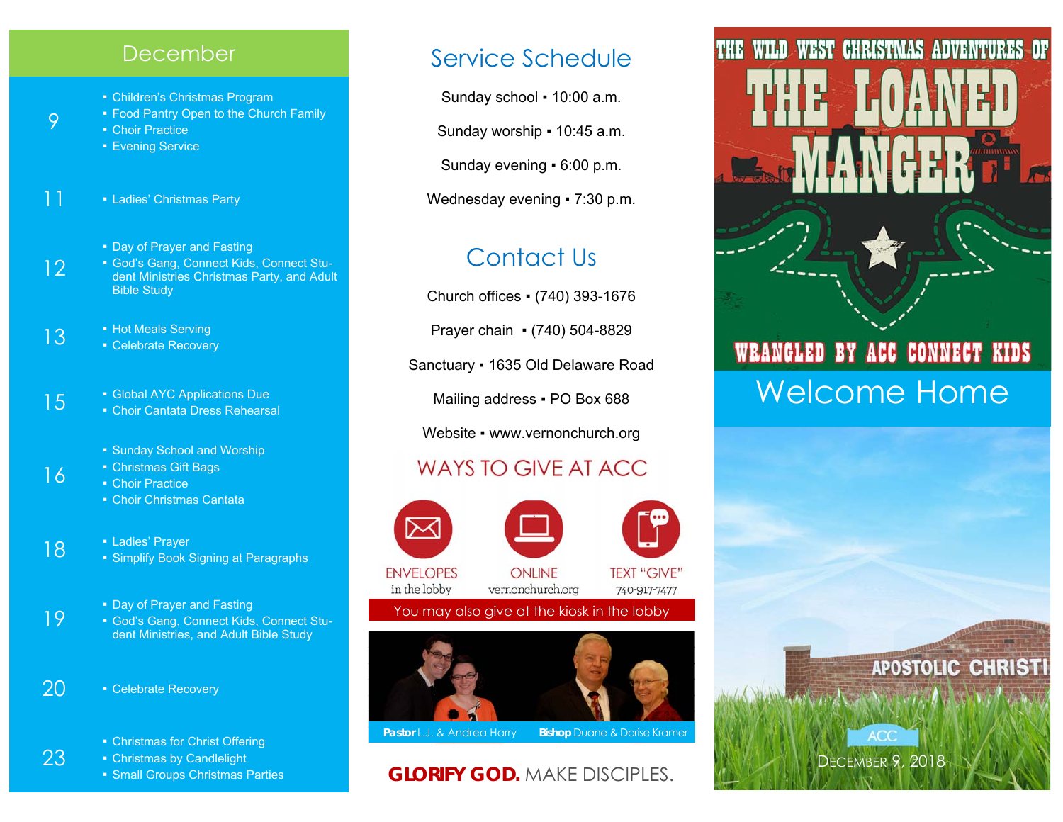## December

**9**
- Children's Christmas Program
- Food Pantry Open to the Church Family
- Choir Practice
- Evening Service

**11**
- Ladies' Christmas Party

**12**
- Day of Prayer and Fasting
- God's Gang, Connect Kids, Connect Student Ministries Christmas Party, and Adult Bible Study

**13**
- Hot Meals Serving
- Celebrate Recovery

**15**
- Global AYC Applications Due
- Choir Cantata Dress Rehearsal

**16**
- Sunday School and Worship
- Christmas Gift Bags
- Choir Practice
- Choir Christmas Cantata

**18**
- Ladies' Prayer
- Simplify Book Signing at Paragraphs

**19**
- Day of Prayer and Fasting
- God's Gang, Connect Kids, Connect Student Ministries, and Adult Bible Study

**20**
- Celebrate Recovery

**23**
- Christmas for Christ Offering
- Christmas by Candlelight
- Small Groups Christmas Parties

## Service Schedule

Sunday school ▪ 10:00 a.m.

Sunday worship ▪ 10:45 a.m.

Sunday evening ▪ 6:00 p.m.

Wednesday evening ▪ 7:30 p.m.

## Contact Us

Church offices ▪ (740) 393-1676

Prayer chain ▪ (740) 504-8829

Sanctuary ▪ 1635 Old Delaware Road

Mailing address ▪ PO Box 688

Website ▪ www.vernonchurch.org

### WAYS TO GIVE AT ACC

ENVELOPES in the lobby | ONLINE vernonchurch.org | TEXT "GIVE" 740-917-7477

You may also give at the kiosk in the lobby

**Pastor** L.J. & Andrea Harry    **Bishop** Duane & Dorise Kramer

**GLORIFY GOD.** MAKE DISCIPLES.

THE WILD WEST CHRISTMAS ADVENTURES OF

# THE LOANED MANGER

WRANGLED BY ACC CONNECT KIDS

# Welcome Home

ACC

December 9, 2018